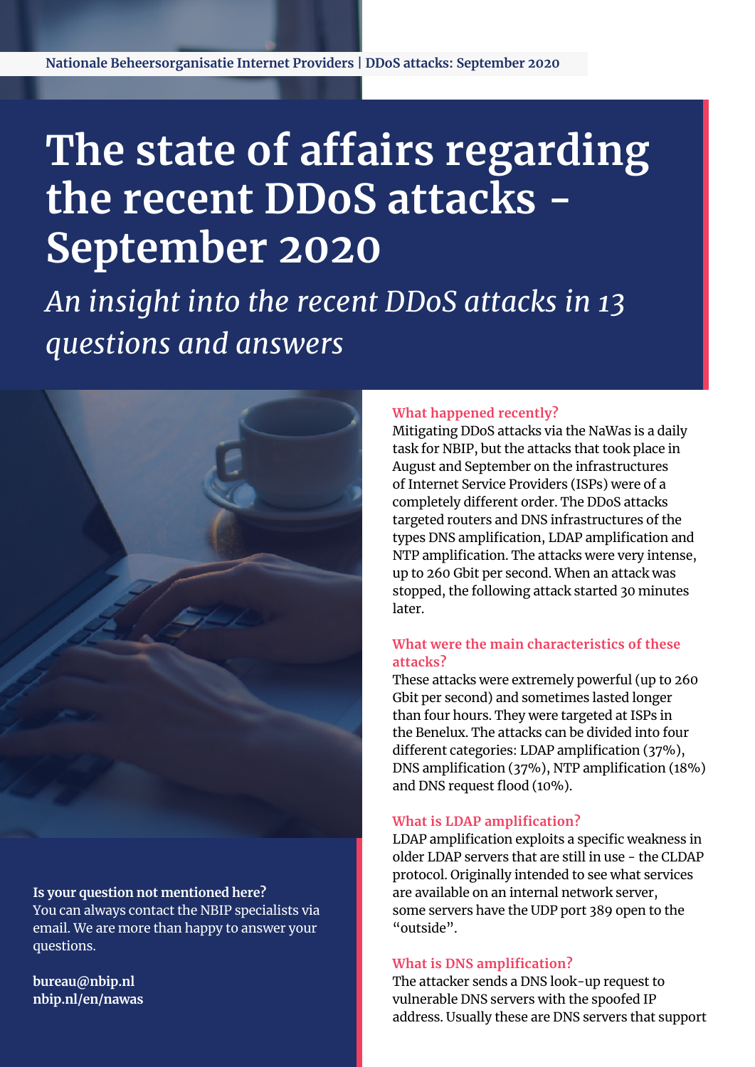# The state of affairs regarding the recent DDoS attacks - September 2020

*An insight into the recent DDoS attacks in 13 questions and answers*

**Is your question not mentioned here?**
You can always contact the NBIP specialists via email. We are more than happy to answer your questions.

**bureau@nbip.nl**
**nbip.nl/en/nawas**

### What happened recently?

Mitigating DDoS attacks via the NaWas is a daily task for NBIP, but the attacks that took place in August and September on the infrastructures of Internet Service Providers (ISPs) were of a completely different order. The DDoS attacks targeted routers and DNS infrastructures of the types DNS amplification, LDAP amplification and NTP amplification. The attacks were very intense, up to 260 Gbit per second. When an attack was stopped, the following attack started 30 minutes later.

### What were the main characteristics of these attacks?

These attacks were extremely powerful (up to 260 Gbit per second) and sometimes lasted longer than four hours. They were targeted at ISPs in the Benelux. The attacks can be divided into four different categories: LDAP amplification (37%), DNS amplification (37%), NTP amplification (18%) and DNS request flood (10%).

### What is LDAP amplification?

LDAP amplification exploits a specific weakness in older LDAP servers that are still in use - the CLDAP protocol. Originally intended to see what services are available on an internal network server, some servers have the UDP port 389 open to the "outside".

### What is DNS amplification?

The attacker sends a DNS look-up request to vulnerable DNS servers with the spoofed IP address. Usually these are DNS servers that support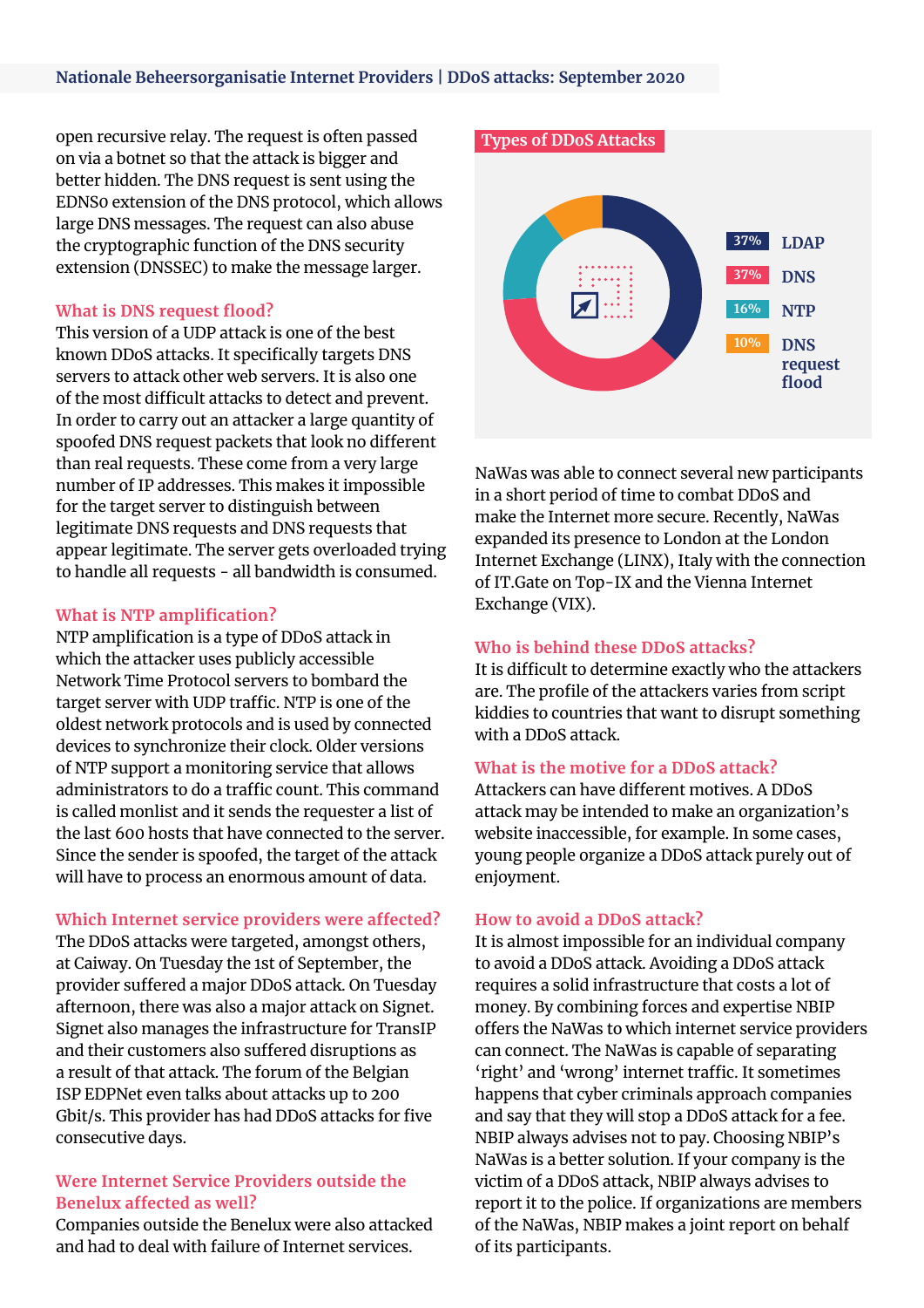open recursive relay. The request is often passed on via a botnet so that the attack is bigger and better hidden. The DNS request is sent using the EDNS0 extension of the DNS protocol, which allows large DNS messages. The request can also abuse the cryptographic function of the DNS security extension (DNSSEC) to make the message larger.

### What is DNS request flood?

This version of a UDP attack is one of the best known DDoS attacks. It specifically targets DNS servers to attack other web servers. It is also one of the most difficult attacks to detect and prevent. In order to carry out an attacker a large quantity of spoofed DNS request packets that look no different than real requests. These come from a very large number of IP addresses. This makes it impossible for the target server to distinguish between legitimate DNS requests and DNS requests that appear legitimate. The server gets overloaded trying to handle all requests - all bandwidth is consumed.

### What is NTP amplification?

NTP amplification is a type of DDoS attack in which the attacker uses publicly accessible Network Time Protocol servers to bombard the target server with UDP traffic. NTP is one of the oldest network protocols and is used by connected devices to synchronize their clock. Older versions of NTP support a monitoring service that allows administrators to do a traffic count. This command is called monlist and it sends the requester a list of the last 600 hosts that have connected to the server. Since the sender is spoofed, the target of the attack will have to process an enormous amount of data.

### Which Internet service providers were affected?

The DDoS attacks were targeted, amongst others, at Caiway. On Tuesday the 1st of September, the provider suffered a major DDoS attack. On Tuesday afternoon, there was also a major attack on Signet. Signet also manages the infrastructure for TransIP and their customers also suffered disruptions as a result of that attack. The forum of the Belgian ISP EDPNet even talks about attacks up to 200 Gbit/s. This provider has had DDoS attacks for five consecutive days.

### Were Internet Service Providers outside the Benelux affected as well?

Companies outside the Benelux were also attacked and had to deal with failure of Internet services.

**Types of DDoS Attacks**

| Share | Type |
|---|---|
| 37% | LDAP |
| 37% | DNS |
| 16% | NTP |
| 10% | DNS request flood |

NaWas was able to connect several new participants in a short period of time to combat DDoS and make the Internet more secure. Recently, NaWas expanded its presence to London at the London Internet Exchange (LINX), Italy with the connection of IT.Gate on Top-IX and the Vienna Internet Exchange (VIX).

### Who is behind these DDoS attacks?

It is difficult to determine exactly who the attackers are. The profile of the attackers varies from script kiddies to countries that want to disrupt something with a DDoS attack.

### What is the motive for a DDoS attack?

Attackers can have different motives. A DDoS attack may be intended to make an organization's website inaccessible, for example. In some cases, young people organize a DDoS attack purely out of enjoyment.

### How to avoid a DDoS attack?

It is almost impossible for an individual company to avoid a DDoS attack. Avoiding a DDoS attack requires a solid infrastructure that costs a lot of money. By combining forces and expertise NBIP offers the NaWas to which internet service providers can connect. The NaWas is capable of separating 'right' and 'wrong' internet traffic. It sometimes happens that cyber criminals approach companies and say that they will stop a DDoS attack for a fee. NBIP always advises not to pay. Choosing NBIP's NaWas is a better solution. If your company is the victim of a DDoS attack, NBIP always advises to report it to the police. If organizations are members of the NaWas, NBIP makes a joint report on behalf of its participants.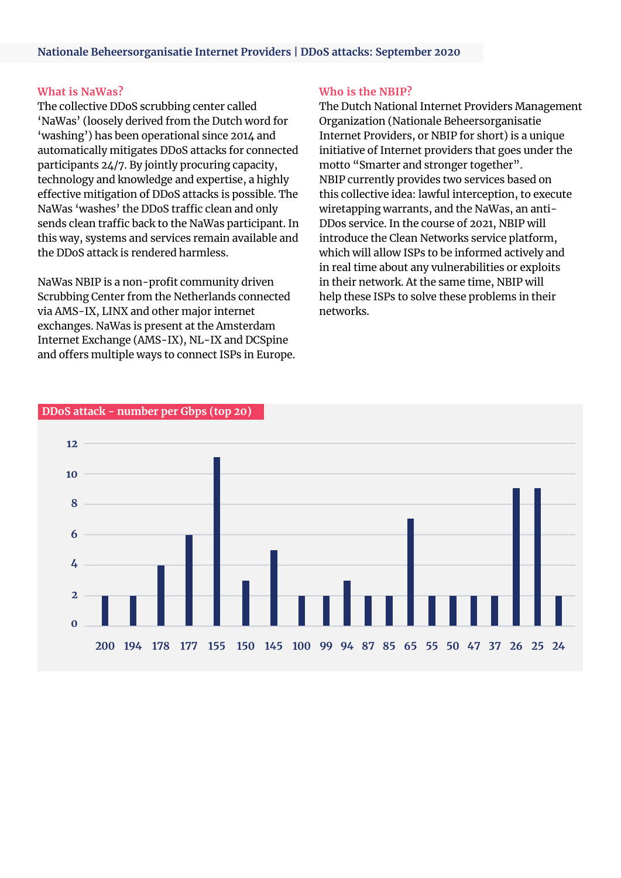## What is NaWas?

The collective DDoS scrubbing center called ‘NaWas’ (loosely derived from the Dutch word for ‘washing’) has been operational since 2014 and automatically mitigates DDoS attacks for connected participants 24/7. By jointly procuring capacity, technology and knowledge and expertise, a highly effective mitigation of DDoS attacks is possible. The NaWas ‘washes’ the DDoS traffic clean and only sends clean traffic back to the NaWas participant. In this way, systems and services remain available and the DDoS attack is rendered harmless.

NaWas NBIP is a non-profit community driven Scrubbing Center from the Netherlands connected via AMS-IX, LINX and other major internet exchanges. NaWas is present at the Amsterdam Internet Exchange (AMS-IX), NL-IX and DCSpine and offers multiple ways to connect ISPs in Europe.

## Who is the NBIP?

The Dutch National Internet Providers Management Organization (Nationale Beheersorganisatie Internet Providers, or NBIP for short) is a unique initiative of Internet providers that goes under the motto “Smarter and stronger together”. NBIP currently provides two services based on this collective idea: lawful interception, to execute wiretapping warrants, and the NaWas, an anti-DDos service. In the course of 2021, NBIP will introduce the Clean Networks service platform, which will allow ISPs to be informed actively and in real time about any vulnerabilities or exploits in their network. At the same time, NBIP will help these ISPs to solve these problems in their networks.

## DDoS attack - number per Gbps (top 20)

12
10
8
6
4
2
0

200 194 178 177 155 150 145 100 99 94 87 85 65 55 50 47 37 26 25 24